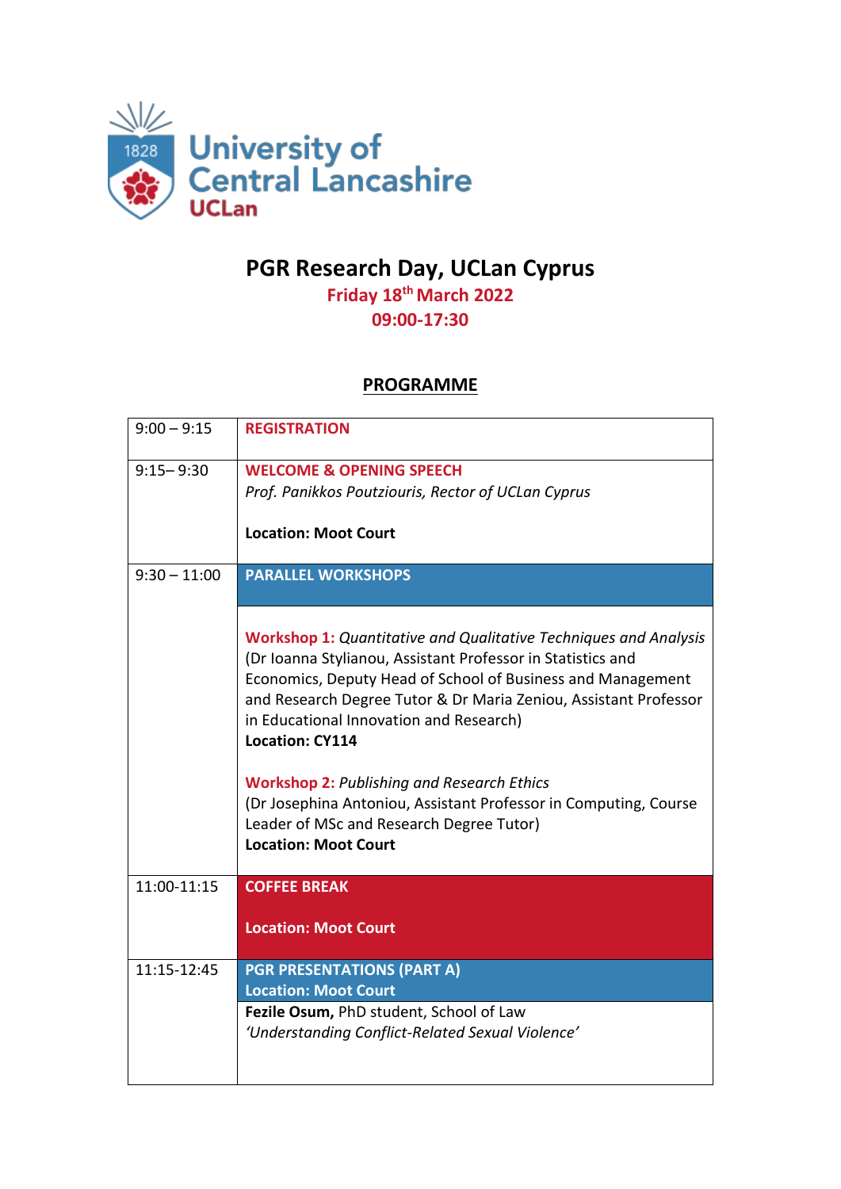University of Central Lancashire
UCLan

# PGR Research Day, UCLan Cyprus

**Friday 18th March 2022**
**09:00-17:30**

## PROGRAMME

| | |
|---|---|
| 9:00 – 9:15 | **REGISTRATION** |
| 9:15– 9:30 | **WELCOME & OPENING SPEECH**<br>*Prof. Panikkos Poutziouris, Rector of UCLan Cyprus*<br><br>**Location: Moot Court** |
| 9:30 – 11:00 | **PARALLEL WORKSHOPS**<br><br>**Workshop 1:** *Quantitative and Qualitative Techniques and Analysis* (Dr Ioanna Stylianou, Assistant Professor in Statistics and Economics, Deputy Head of School of Business and Management and Research Degree Tutor & Dr Maria Zeniou, Assistant Professor in Educational Innovation and Research)<br>**Location: CY114**<br><br>**Workshop 2:** *Publishing and Research Ethics* (Dr Josephina Antoniou, Assistant Professor in Computing, Course Leader of MSc and Research Degree Tutor)<br>**Location: Moot Court** |
| 11:00-11:15 | **COFFEE BREAK**<br><br>**Location: Moot Court** |
| 11:15-12:45 | **PGR PRESENTATIONS (PART A)**<br>**Location: Moot Court**<br><br>**Fezile Osum,** PhD student, School of Law<br>*'Understanding Conflict-Related Sexual Violence'* |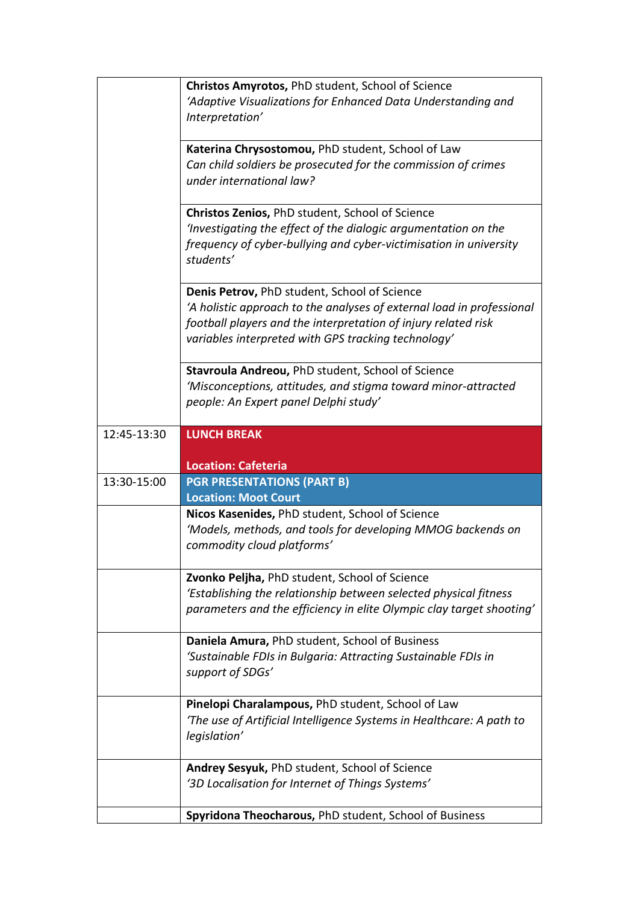| | |
|---|---|
| | **Christos Amyrotos,** PhD student, School of Science<br>*'Adaptive Visualizations for Enhanced Data Understanding and Interpretation'* |
| | **Katerina Chrysostomou,** PhD student, School of Law<br>*Can child soldiers be prosecuted for the commission of crimes under international law?* |
| | **Christos Zenios,** PhD student, School of Science<br>*'Investigating the effect of the dialogic argumentation on the frequency of cyber-bullying and cyber-victimisation in university students'* |
| | **Denis Petrov,** PhD student, School of Science<br>*'A holistic approach to the analyses of external load in professional football players and the interpretation of injury related risk variables interpreted with GPS tracking technology'* |
| | **Stavroula Andreou,** PhD student, School of Science<br>*'Misconceptions, attitudes, and stigma toward minor-attracted people: An Expert panel Delphi study'* |
| 12:45-13:30 | **LUNCH BREAK**<br><br>**Location: Cafeteria** |
| 13:30-15:00 | **PGR PRESENTATIONS (PART B)**<br>**Location: Moot Court** |
| | **Nicos Kasenides,** PhD student, School of Science<br>*'Models, methods, and tools for developing MMOG backends on commodity cloud platforms'* |
| | **Zvonko Peljha,** PhD student, School of Science<br>*'Establishing the relationship between selected physical fitness parameters and the efficiency in elite Olympic clay target shooting'* |
| | **Daniela Amura,** PhD student, School of Business<br>*'Sustainable FDIs in Bulgaria: Attracting Sustainable FDIs in support of SDGs'* |
| | **Pinelopi Charalampous,** PhD student, School of Law<br>*'The use of Artificial Intelligence Systems in Healthcare: A path to legislation'* |
| | **Andrey Sesyuk,** PhD student, School of Science<br>*'3D Localisation for Internet of Things Systems'* |
| | **Spyridona Theocharous,** PhD student, School of Business |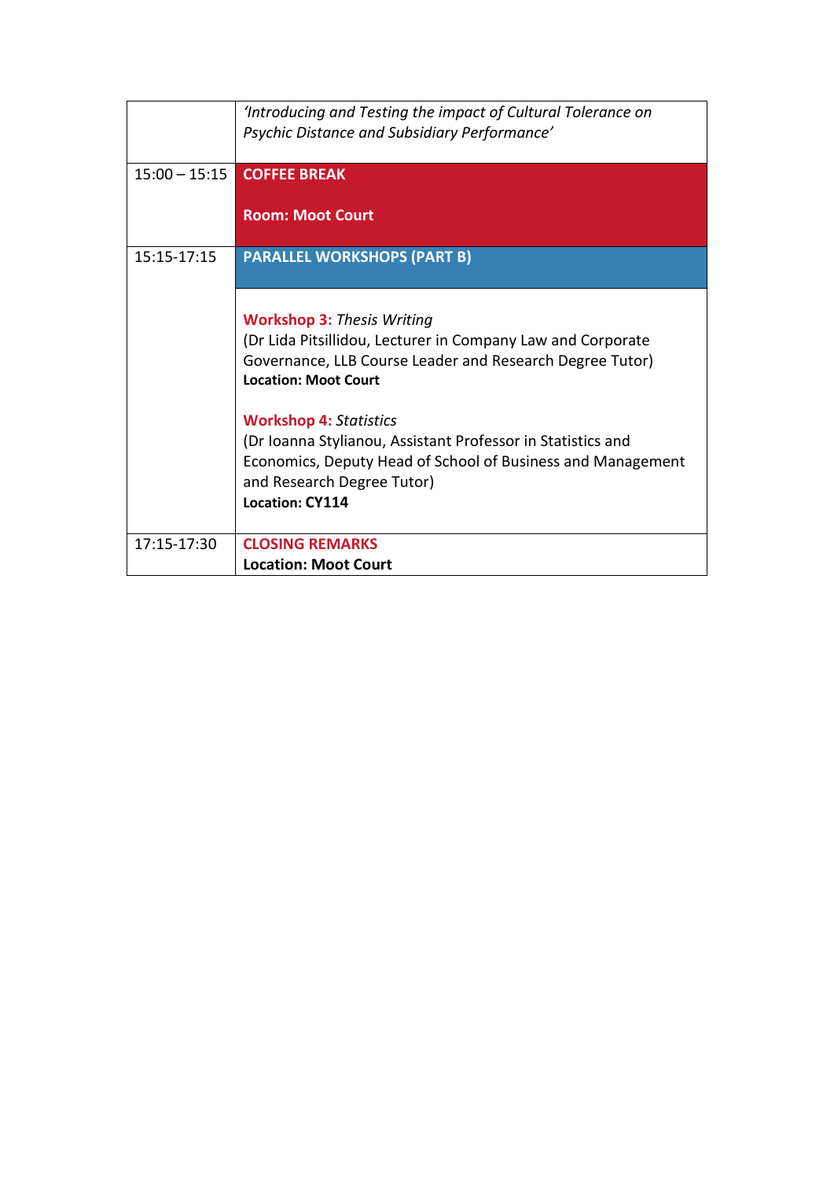| | |
|---|---|
| | *'Introducing and Testing the impact of Cultural Tolerance on Psychic Distance and Subsidiary Performance'* |
| 15:00 – 15:15 | **COFFEE BREAK**<br><br>**Room: Moot Court** |
| 15:15-17:15 | **PARALLEL WORKSHOPS (PART B)** |
| | **Workshop 3:** *Thesis Writing*<br>(Dr Lida Pitsillidou, Lecturer in Company Law and Corporate Governance, LLB Course Leader and Research Degree Tutor)<br>**Location: Moot Court**<br><br>**Workshop 4:** *Statistics*<br>(Dr Ioanna Stylianou, Assistant Professor in Statistics and Economics, Deputy Head of School of Business and Management and Research Degree Tutor)<br>**Location: CY114** |
| 17:15-17:30 | **CLOSING REMARKS**<br>**Location: Moot Court** |